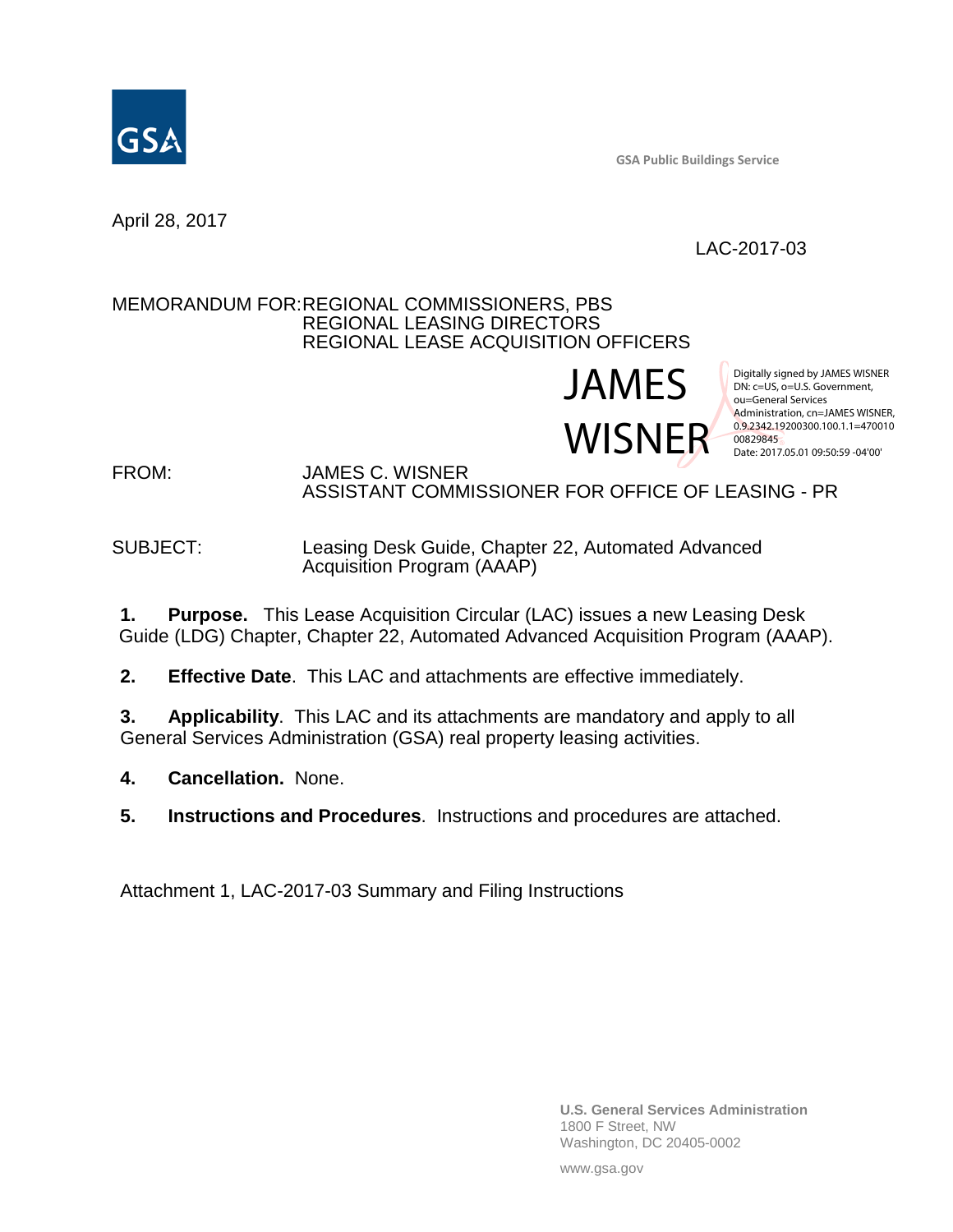GSA

GSA Public Buildings Service

April 28, 2017

LAC-2017-03

MEMORANDUM FOR: REGIONAL COMMISSIONERS, PBS
REGIONAL LEASING DIRECTORS
REGIONAL LEASE ACQUISITION OFFICERS

JAMES WISNER

Digitally signed by JAMES WISNER
DN: c=US, o=U.S. Government, ou=General Services Administration, cn=JAMES WISNER, 0.9.2342.19200300.100.1.1=47001000829845
Date: 2017.05.01 09:50:59 -04'00'

FROM: JAMES C. WISNER
ASSISTANT COMMISSIONER FOR OFFICE OF LEASING - PR

SUBJECT: Leasing Desk Guide, Chapter 22, Automated Advanced Acquisition Program (AAAP)

1. **Purpose.** This Lease Acquisition Circular (LAC) issues a new Leasing Desk Guide (LDG) Chapter, Chapter 22, Automated Advanced Acquisition Program (AAAP).

2. **Effective Date**. This LAC and attachments are effective immediately.

3. **Applicability**. This LAC and its attachments are mandatory and apply to all General Services Administration (GSA) real property leasing activities.

4. **Cancellation.** None.

5. **Instructions and Procedures**. Instructions and procedures are attached.

Attachment 1, LAC-2017-03 Summary and Filing Instructions

U.S. General Services Administration
1800 F Street, NW
Washington, DC 20405-0002

www.gsa.gov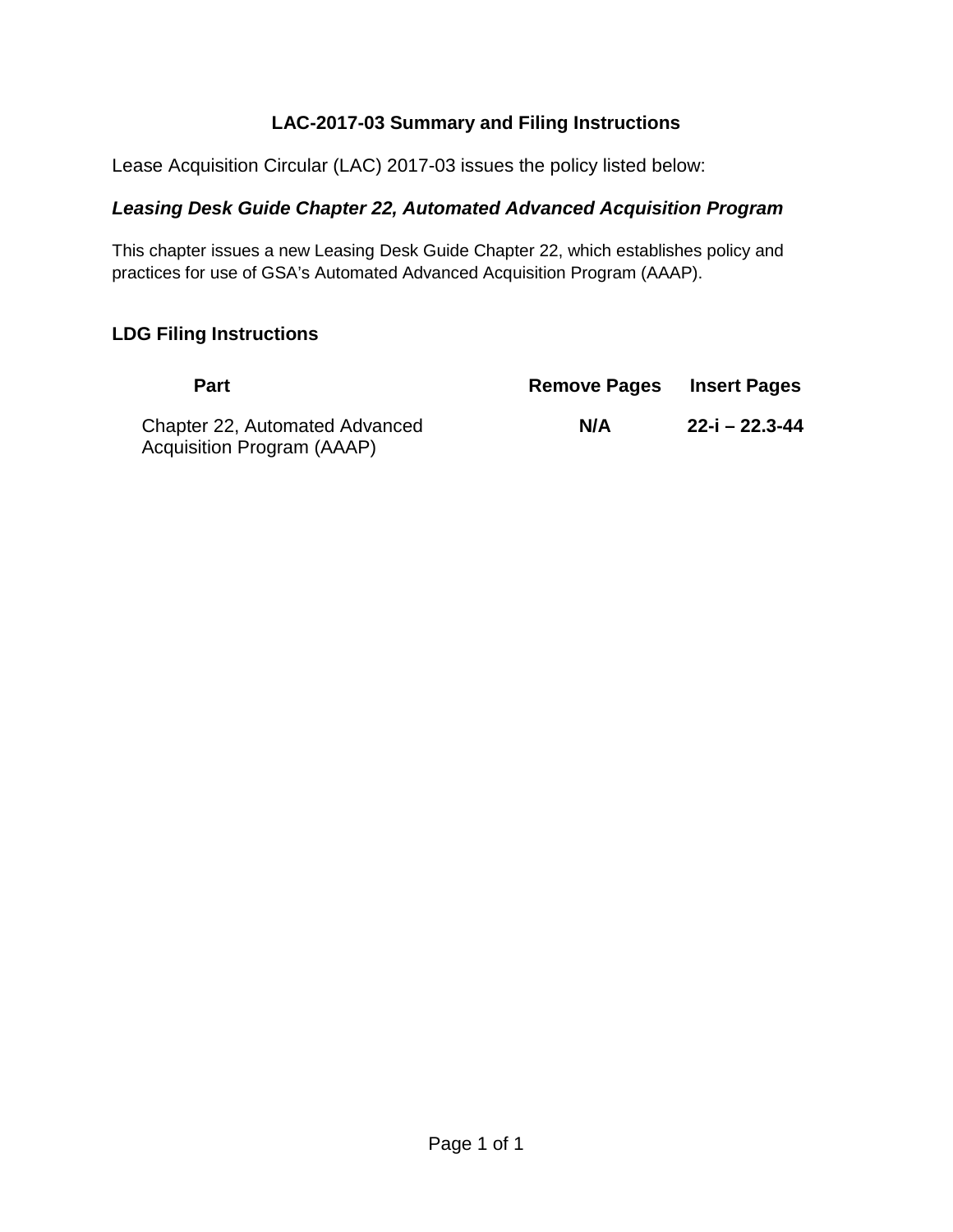# LAC-2017-03 Summary and Filing Instructions

Lease Acquisition Circular (LAC) 2017-03 issues the policy listed below:

### ***Leasing Desk Guide Chapter 22, Automated Advanced Acquisition Program***

This chapter issues a new Leasing Desk Guide Chapter 22, which establishes policy and practices for use of GSA's Automated Advanced Acquisition Program (AAAP).

## LDG Filing Instructions

| Part | Remove Pages | Insert Pages |
| --- | --- | --- |
| Chapter 22, Automated Advanced Acquisition Program (AAAP) | **N/A** | **22-i – 22.3-44** |